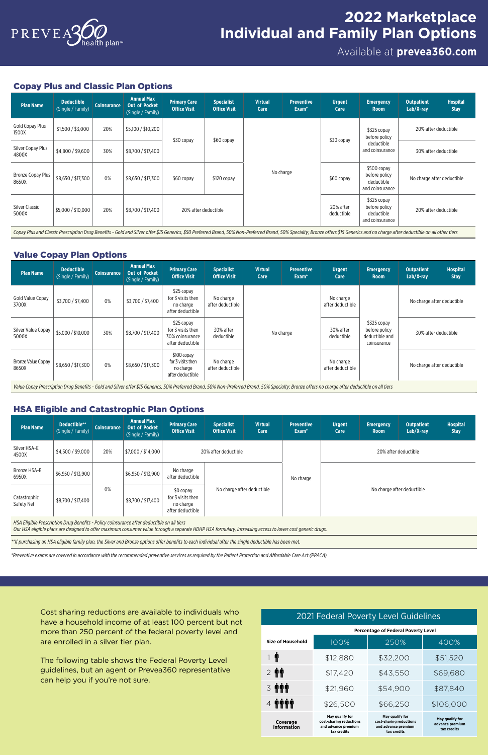PREVEA360 health plan℠

# 2022 Marketplace Individual and Family Plan Options

Available at **prevea360.com**

## Copay Plus and Classic Plan Options

| Plan Name | Deductible (Single / Family) | Coinsurance | Annual Max Out of Pocket (Single / Family) | Primary Care Office Visit | Specialist Office Visit | Virtual Care | Preventive Exam* | Urgent Care | Emergency Room | Outpatient Lab/X-ray | Hospital Stay |
|---|---|---|---|---|---|---|---|---|---|---|---|
| Gold Copay Plus 1500X | $1,500 / $3,000 | 20% | $5,100 / $10,200 | $30 copay | $60 copay | No charge | No charge | $30 copay | $325 copay before policy deductible and coinsurance | 20% after deductible | 20% after deductible |
| Silver Copay Plus 4800X | $4,800 / $9,600 | 30% | $8,700 / $17,400 | $30 copay | $60 copay | No charge | No charge | $30 copay | $325 copay before policy deductible and coinsurance | 30% after deductible | 30% after deductible |
| Bronze Copay Plus 8650X | $8,650 / $17,300 | 0% | $8,650 / $17,300 | $60 copay | $120 copay | No charge | No charge | $60 copay | $500 copay before policy deductible and coinsurance | No charge after deductible | No charge after deductible |
| Silver Classic 5000X | $5,000 / $10,000 | 20% | $8,700 / $17,400 | 20% after deductible | 20% after deductible | No charge | No charge | 20% after deductible | $325 copay before policy deductible and coinsurance | 20% after deductible | 20% after deductible |

*Copay Plus and Classic Prescription Drug Benefits - Gold and Silver offer $15 Generics, $50 Preferred Brand, 50% Non-Preferred Brand, 50% Specialty; Bronze offers $15 Generics and no charge after deductible on all other tiers*

## Value Copay Plan Options

| Plan Name | Deductible (Single / Family) | Coinsurance | Annual Max Out of Pocket (Single / Family) | Primary Care Office Visit | Specialist Office Visit | Virtual Care | Preventive Exam* | Urgent Care | Emergency Room | Outpatient Lab/X-ray | Hospital Stay |
|---|---|---|---|---|---|---|---|---|---|---|---|
| Gold Value Copay 3700X | $3,700 / $7,400 | 0% | $3,700 / $7,400 | $25 copay for 3 visits then no charge after deductible | No charge after deductible | No charge | No charge | No charge after deductible | $325 copay before policy deductible and coinsurance | No charge after deductible | No charge after deductible |
| Silver Value Copay 5000X | $5,000 / $10,000 | 30% | $8,700 / $17,400 | $25 copay for 3 visits then 30% coinsurance after deductible | 30% after deductible | No charge | No charge | 30% after deductible | $325 copay before policy deductible and coinsurance | 30% after deductible | 30% after deductible |
| Bronze Value Copay 8650X | $8,650 / $17,300 | 0% | $8,650 / $17,300 | $100 copay for 3 visits then no charge after deductible | No charge after deductible | No charge | No charge | No charge after deductible | $325 copay before policy deductible and coinsurance | No charge after deductible | No charge after deductible |

*Value Copay Prescription Drug Benefits - Gold and Silver offer $15 Generics, 50% Preferred Brand, 50% Non-Preferred Brand, 50% Specialty; Bronze offers no charge after deductible on all tiers*

## HSA Eligible and Catastrophic Plan Options

| Plan Name | Deductible** (Single / Family) | Coinsurance | Annual Max Out of Pocket (Single / Family) | Primary Care Office Visit | Specialist Office Visit | Virtual Care | Preventive Exam* | Urgent Care | Emergency Room | Outpatient Lab/X-ray | Hospital Stay |
|---|---|---|---|---|---|---|---|---|---|---|---|
| Silver HSA-E 4500X | $4,500 / $9,000 | 20% | $7,000 / $14,000 | 20% after deductible | 20% after deductible | 20% after deductible | No charge | 20% after deductible | 20% after deductible | 20% after deductible | 20% after deductible |
| Bronze HSA-E 6950X | $6,950 / $13,900 | 0% | $6,950 / $13,900 | No charge after deductible | No charge after deductible | No charge after deductible | No charge | No charge after deductible | No charge after deductible | No charge after deductible | No charge after deductible |
| Catastrophic Safety Net | $8,700 / $17,400 | 0% | $8,700 / $17,400 | $0 copay for 3 visits then no charge after deductible | No charge after deductible | No charge after deductible | No charge | No charge after deductible | No charge after deductible | No charge after deductible | No charge after deductible |

*HSA Eligible Prescription Drug Benefits - Policy coinsurance after deductible on all tiers*
*Our HSA eligible plans are designed to offer maximum consumer value through a separate HDHP HSA formulary, increasing access to lower cost generic drugs.*

*\*\*If purchasing an HSA eligible family plan, the Silver and Bronze options offer benefits to each individual after the single deductible has been met.*

*\*Preventive exams are covered in accordance with the recommended preventive services as required by the Patient Protection and Affordable Care Act (PPACA).*

Cost sharing reductions are available to individuals who have a household income of at least 100 percent but not more than 250 percent of the federal poverty level and are enrolled in a silver tier plan.

The following table shows the Federal Poverty Level guidelines, but an agent or Prevea360 representative can help you if you're not sure.

## 2021 Federal Poverty Level Guidelines

| Size of Household | Percentage of Federal Poverty Level: 100% | 250% | 400% |
|---|---|---|---|
| 1 | $12,880 | $32,200 | $51,520 |
| 2 | $17,420 | $43,550 | $69,680 |
| 3 | $21,960 | $54,900 | $87,840 |
| 4 | $26,500 | $66,250 | $106,000 |
| Coverage Information | May qualify for cost-sharing reductions and advance premium tax credits | May qualify for cost-sharing reductions and advance premium tax credits | May qualify for advance premium tax credits |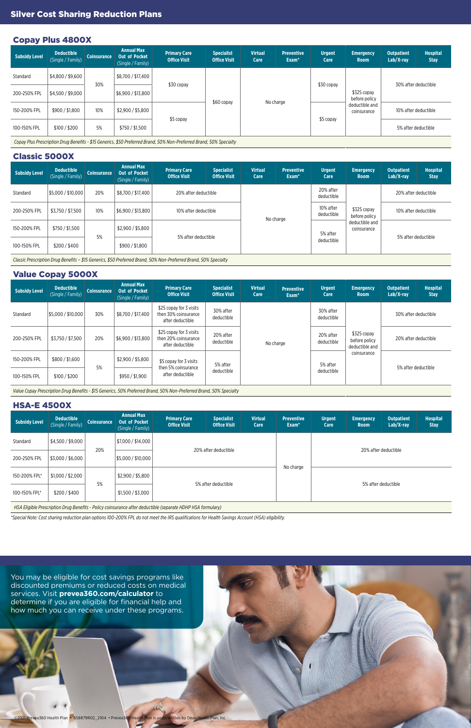# Silver Cost Sharing Reduction Plans

## Copay Plus 4800X

| Subsidy Level | Deductible (Single / Family) | Coinsurance | Annual Max Out of Pocket (Single / Family) | Primary Care Office Visit | Specialist Office Visit | Virtual Care | Preventive Exam* | Urgent Care | Emergency Room | Outpatient Lab/X-ray | Hospital Stay |
|---|---|---|---|---|---|---|---|---|---|---|---|
| Standard | $4,800 / $9,600 | 30% | $8,700 / $17,400 | $30 copay | $60 copay | No charge | No charge | $30 copay | $325 copay before policy deductible and coinsurance | 30% after deductible | 30% after deductible |
| 200-250% FPL | $4,500 / $9,000 | 30% | $6,900 / $13,800 | $30 copay | $60 copay | No charge | No charge | $30 copay | $325 copay before policy deductible and coinsurance | 30% after deductible | 30% after deductible |
| 150-200% FPL | $900 / $1,800 | 10% | $2,900 / $5,800 | $5 copay | $60 copay | No charge | No charge | $5 copay | $325 copay before policy deductible and coinsurance | 10% after deductible | 10% after deductible |
| 100-150% FPL | $100 / $200 | 5% | $750 / $1,500 | $5 copay | $60 copay | No charge | No charge | $5 copay | $325 copay before policy deductible and coinsurance | 5% after deductible | 5% after deductible |

*Copay Plus Prescription Drug Benefits - $15 Generics, $50 Preferred Brand, 50% Non-Preferred Brand, 50% Specialty*

## Classic 5000X

| Subsidy Level | Deductible (Single / Family) | Coinsurance | Annual Max Out of Pocket (Single / Family) | Primary Care Office Visit | Specialist Office Visit | Virtual Care | Preventive Exam* | Urgent Care | Emergency Room | Outpatient Lab/X-ray | Hospital Stay |
|---|---|---|---|---|---|---|---|---|---|---|---|
| Standard | $5,000 / $10,000 | 20% | $8,700 / $17,400 | 20% after deductible | 20% after deductible | No charge | No charge | 20% after deductible | $325 copay before policy deductible and coinsurance | 20% after deductible | 20% after deductible |
| 200-250% FPL | $3,750 / $7,500 | 10% | $6,900 / $13,800 | 10% after deductible | 10% after deductible | No charge | No charge | 10% after deductible | $325 copay before policy deductible and coinsurance | 10% after deductible | 10% after deductible |
| 150-200% FPL | $750 / $1,500 | 5% | $2,900 / $5,800 | 5% after deductible | 5% after deductible | No charge | No charge | 5% after deductible | $325 copay before policy deductible and coinsurance | 5% after deductible | 5% after deductible |
| 100-150% FPL | $200 / $400 | 5% | $900 / $1,800 | 5% after deductible | 5% after deductible | No charge | No charge | 5% after deductible | $325 copay before policy deductible and coinsurance | 5% after deductible | 5% after deductible |

*Classic Prescription Drug Benefits – $15 Generics, $50 Preferred Brand, 50% Non-Preferred Brand, 50% Specialty*

## Value Copay 5000X

| Subsidy Level | Deductible (Single / Family) | Coinsurance | Annual Max Out of Pocket (Single / Family) | Primary Care Office Visit | Specialist Office Visit | Virtual Care | Preventive Exam* | Urgent Care | Emergency Room | Outpatient Lab/X-ray | Hospital Stay |
|---|---|---|---|---|---|---|---|---|---|---|---|
| Standard | $5,000 / $10,000 | 30% | $8,700 / $17,400 | $25 copay for 3 visits then 30% coinsurance after deductible | 30% after deductible | No charge | No charge | 30% after deductible | $325 copay before policy deductible and coinsurance | 30% after deductible | 30% after deductible |
| 200-250% FPL | $3,750 / $7,500 | 20% | $6,900 / $13,800 | $25 copay for 3 visits then 20% coinsurance after deductible | 20% after deductible | No charge | No charge | 20% after deductible | $325 copay before policy deductible and coinsurance | 20% after deductible | 20% after deductible |
| 150-200% FPL | $800 / $1,600 | 5% | $2,900 / $5,800 | $5 copay for 3 visits then 5% coinsurance after deductible | 5% after deductible | No charge | No charge | 5% after deductible | $325 copay before policy deductible and coinsurance | 5% after deductible | 5% after deductible |
| 100-150% FPL | $100 / $200 | 5% | $950 / $1,900 | $5 copay for 3 visits then 5% coinsurance after deductible | 5% after deductible | No charge | No charge | 5% after deductible | $325 copay before policy deductible and coinsurance | 5% after deductible | 5% after deductible |

*Value Copay Prescription Drug Benefits - $15 Generics, 50% Preferred Brand, 50% Non-Preferred Brand, 50% Specialty*

## HSA-E 4500X

| Subsidy Level | Deductible (Single / Family) | Coinsurance | Annual Max Out of Pocket (Single / Family) | Primary Care Office Visit | Specialist Office Visit | Virtual Care | Preventive Exam* | Urgent Care | Emergency Room | Outpatient Lab/X-ray | Hospital Stay |
|---|---|---|---|---|---|---|---|---|---|---|---|
| Standard | $4,500 / $9,000 | 20% | $7,000 / $14,000 | 20% after deductible | 20% after deductible | 20% after deductible | No charge | 20% after deductible | 20% after deductible | 20% after deductible | 20% after deductible |
| 200-250% FPL | $3,000 / $6,000 | 20% | $5,000 / $10,000 | 20% after deductible | 20% after deductible | 20% after deductible | No charge | 20% after deductible | 20% after deductible | 20% after deductible | 20% after deductible |
| 150-200% FPL* | $1,000 / $2,000 | 5% | $2,900 / $5,800 | 5% after deductible | 5% after deductible | 5% after deductible | No charge | 5% after deductible | 5% after deductible | 5% after deductible | 5% after deductible |
| 100-150% FPL* | $200 / $400 | 5% | $1,500 / $3,000 | 5% after deductible | 5% after deductible | 5% after deductible | No charge | 5% after deductible | 5% after deductible | 5% after deductible | 5% after deductible |

*HSA Eligible Prescription Drug Benefits - Policy coinsurance after deductible (separate HDHP HSA formulary)*

*\*Special Note: Cost sharing reduction plan options 100-200% FPL do not meet the IRS qualifications for Health Savings Account (HSA) eligibility.*

You may be eligible for cost savings programs like discounted premiums or reduced costs on medical services. Visit **prevea360.com/calculator** to determine if you are eligible for financial help and how much you can receive under these programs.

©2021 Prevea360 Health Plan • 658879R02_2104 • Prevea360 Health Plan is underwritten by Dean Health Plan, Inc.